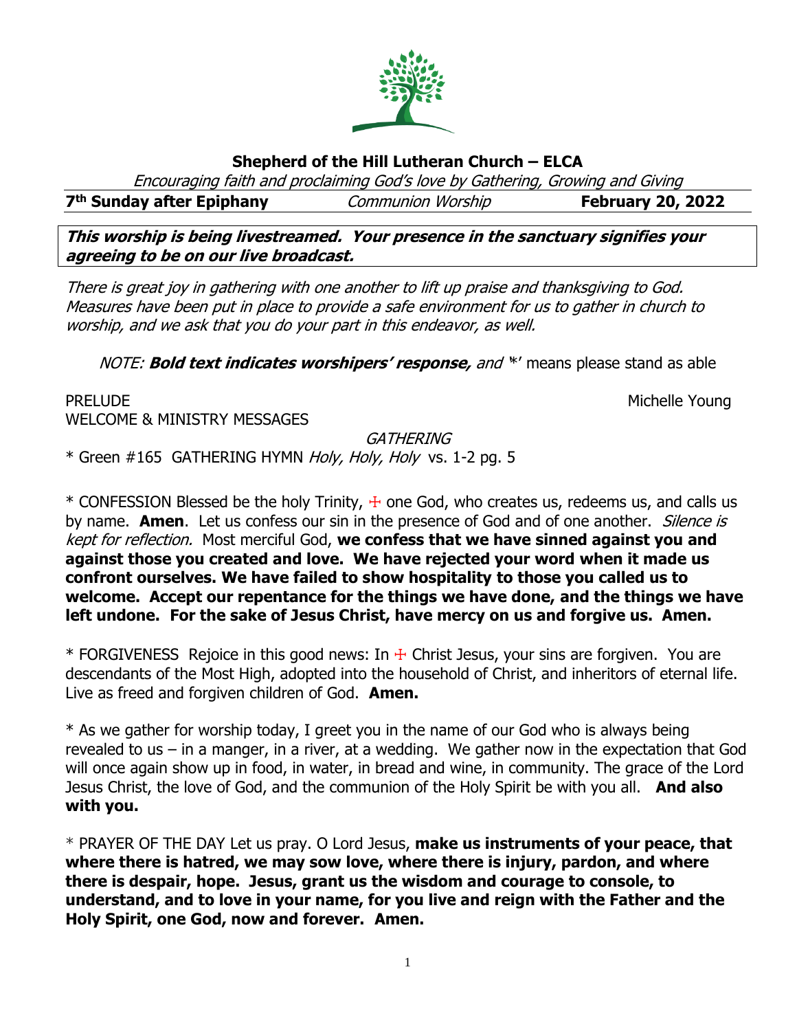# Shepherd of the Hill Lutheran Church – ELCA

*Encouraging faith and proclaiming God's love by Gathering, Growing and Giving*

**7th Sunday after Epiphany** *Communion Worship* **February 20, 2022**

***This worship is being livestreamed. Your presence in the sanctuary signifies your agreeing to be on our live broadcast.***

*There is great joy in gathering with one another to lift up praise and thanksgiving to God. Measures have been put in place to provide a safe environment for us to gather in church to worship, and we ask that you do your part in this endeavor, as well.*

*NOTE:* ***Bold text indicates worshipers' response,*** *and* '*' means please stand as able

PRELUDE Michelle Young

WELCOME & MINISTRY MESSAGES

*GATHERING*

* Green #165 GATHERING HYMN *Holy, Holy, Holy* vs. 1-2 pg. 5

* CONFESSION Blessed be the holy Trinity, ☩ one God, who creates us, redeems us, and calls us by name. **Amen**. Let us confess our sin in the presence of God and of one another. *Silence is kept for reflection.* Most merciful God, **we confess that we have sinned against you and against those you created and love. We have rejected your word when it made us confront ourselves. We have failed to show hospitality to those you called us to welcome. Accept our repentance for the things we have done, and the things we have left undone. For the sake of Jesus Christ, have mercy on us and forgive us. Amen.**

* FORGIVENESS Rejoice in this good news: In ☩ Christ Jesus, your sins are forgiven. You are descendants of the Most High, adopted into the household of Christ, and inheritors of eternal life. Live as freed and forgiven children of God. **Amen.**

* As we gather for worship today, I greet you in the name of our God who is always being revealed to us – in a manger, in a river, at a wedding. We gather now in the expectation that God will once again show up in food, in water, in bread and wine, in community. The grace of the Lord Jesus Christ, the love of God, and the communion of the Holy Spirit be with you all. **And also with you.**

* PRAYER OF THE DAY Let us pray. O Lord Jesus, **make us instruments of your peace, that where there is hatred, we may sow love, where there is injury, pardon, and where there is despair, hope. Jesus, grant us the wisdom and courage to console, to understand, and to love in your name, for you live and reign with the Father and the Holy Spirit, one God, now and forever. Amen.**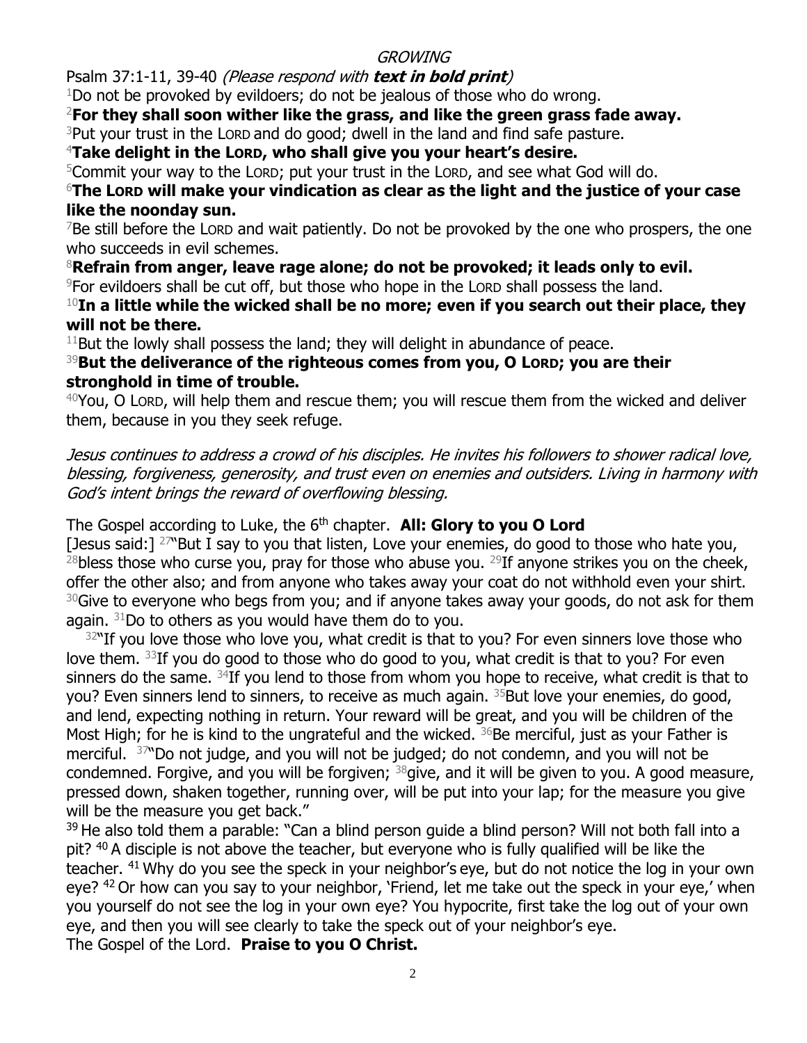*GROWING*

Psalm 37:1-11, 39-40 *(Please respond with **text in bold print**)*

1Do not be provoked by evildoers; do not be jealous of those who do wrong.

**2For they shall soon wither like the grass, and like the green grass fade away.**

3Put your trust in the LORD and do good; dwell in the land and find safe pasture.

**4Take delight in the LORD, who shall give you your heart's desire.**

5Commit your way to the LORD; put your trust in the LORD, and see what God will do.

**6The LORD will make your vindication as clear as the light and the justice of your case like the noonday sun.**

7Be still before the LORD and wait patiently. Do not be provoked by the one who prospers, the one who succeeds in evil schemes.

**8Refrain from anger, leave rage alone; do not be provoked; it leads only to evil.**

9For evildoers shall be cut off, but those who hope in the LORD shall possess the land.

**10In a little while the wicked shall be no more; even if you search out their place, they will not be there.**

11But the lowly shall possess the land; they will delight in abundance of peace.

**39But the deliverance of the righteous comes from you, O LORD; you are their stronghold in time of trouble.**

40You, O LORD, will help them and rescue them; you will rescue them from the wicked and deliver them, because in you they seek refuge.

*Jesus continues to address a crowd of his disciples. He invites his followers to shower radical love, blessing, forgiveness, generosity, and trust even on enemies and outsiders. Living in harmony with God's intent brings the reward of overflowing blessing.*

The Gospel according to Luke, the 6th chapter. **All: Glory to you O Lord**

[Jesus said:] 27"But I say to you that listen, Love your enemies, do good to those who hate you, 28bless those who curse you, pray for those who abuse you. 29If anyone strikes you on the cheek, offer the other also; and from anyone who takes away your coat do not withhold even your shirt. 30Give to everyone who begs from you; and if anyone takes away your goods, do not ask for them again. 31Do to others as you would have them do to you.

32"If you love those who love you, what credit is that to you? For even sinners love those who love them. 33If you do good to those who do good to you, what credit is that to you? For even sinners do the same. 34If you lend to those from whom you hope to receive, what credit is that to you? Even sinners lend to sinners, to receive as much again. 35But love your enemies, do good, and lend, expecting nothing in return. Your reward will be great, and you will be children of the Most High; for he is kind to the ungrateful and the wicked. 36Be merciful, just as your Father is merciful. 37"Do not judge, and you will not be judged; do not condemn, and you will not be condemned. Forgive, and you will be forgiven; 38give, and it will be given to you. A good measure, pressed down, shaken together, running over, will be put into your lap; for the measure you give will be the measure you get back."

39 He also told them a parable: "Can a blind person guide a blind person? Will not both fall into a pit? 40 A disciple is not above the teacher, but everyone who is fully qualified will be like the teacher. 41 Why do you see the speck in your neighbor's eye, but do not notice the log in your own eye? 42 Or how can you say to your neighbor, 'Friend, let me take out the speck in your eye,' when you yourself do not see the log in your own eye? You hypocrite, first take the log out of your own eye, and then you will see clearly to take the speck out of your neighbor's eye.

The Gospel of the Lord. **Praise to you O Christ.**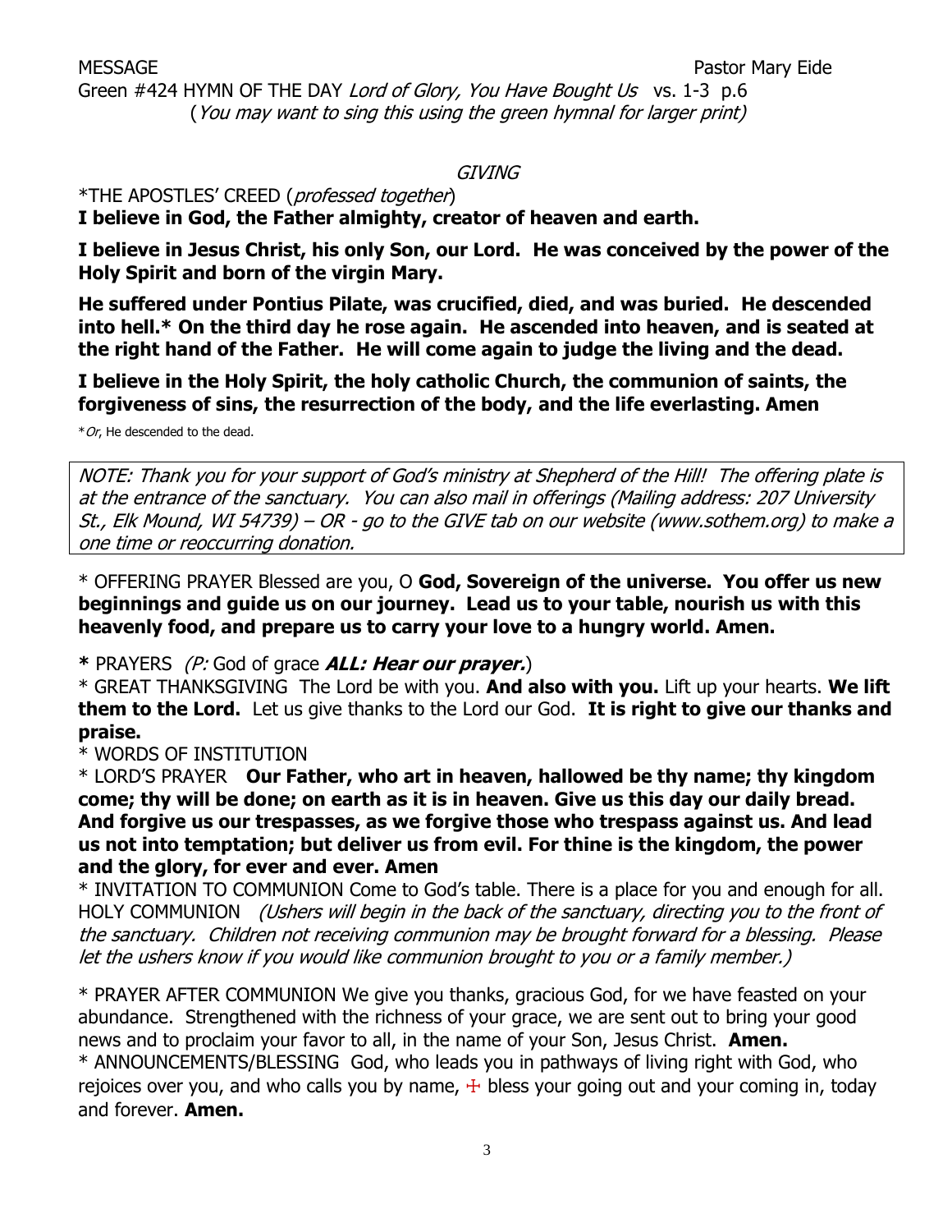MESSAGE Pastor Mary Eide

Green #424 HYMN OF THE DAY *Lord of Glory, You Have Bought Us* vs. 1-3 p.6
(*You may want to sing this using the green hymnal for larger print*)

*GIVING*

*THE APOSTLES' CREED (*professed together*)

**I believe in God, the Father almighty, creator of heaven and earth.**

**I believe in Jesus Christ, his only Son, our Lord. He was conceived by the power of the Holy Spirit and born of the virgin Mary.**

**He suffered under Pontius Pilate, was crucified, died, and was buried. He descended into hell.* On the third day he rose again. He ascended into heaven, and is seated at the right hand of the Father. He will come again to judge the living and the dead.**

**I believe in the Holy Spirit, the holy catholic Church, the communion of saints, the forgiveness of sins, the resurrection of the body, and the life everlasting. Amen**

**Or*, He descended to the dead.

*NOTE: Thank you for your support of God's ministry at Shepherd of the Hill! The offering plate is at the entrance of the sanctuary. You can also mail in offerings (Mailing address: 207 University St., Elk Mound, WI 54739) – OR - go to the GIVE tab on our website (www.sothem.org) to make a one time or reoccurring donation.*

* OFFERING PRAYER Blessed are you, O **God, Sovereign of the universe. You offer us new beginnings and guide us on our journey. Lead us to your table, nourish us with this heavenly food, and prepare us to carry your love to a hungry world. Amen.**

**\*** PRAYERS (*P:* God of grace ***ALL: Hear our prayer.***)

* GREAT THANKSGIVING The Lord be with you. **And also with you.** Lift up your hearts. **We lift them to the Lord.** Let us give thanks to the Lord our God. **It is right to give our thanks and praise.**

* WORDS OF INSTITUTION

* LORD'S PRAYER **Our Father, who art in heaven, hallowed be thy name; thy kingdom come; thy will be done; on earth as it is in heaven. Give us this day our daily bread. And forgive us our trespasses, as we forgive those who trespass against us. And lead us not into temptation; but deliver us from evil. For thine is the kingdom, the power and the glory, for ever and ever. Amen**

* INVITATION TO COMMUNION Come to God's table. There is a place for you and enough for all.
HOLY COMMUNION (*Ushers will begin in the back of the sanctuary, directing you to the front of the sanctuary. Children not receiving communion may be brought forward for a blessing. Please let the ushers know if you would like communion brought to you or a family member.*)

* PRAYER AFTER COMMUNION We give you thanks, gracious God, for we have feasted on your abundance. Strengthened with the richness of your grace, we are sent out to bring your good news and to proclaim your favor to all, in the name of your Son, Jesus Christ. **Amen.**

* ANNOUNCEMENTS/BLESSING God, who leads you in pathways of living right with God, who rejoices over you, and who calls you by name, ☩ bless your going out and your coming in, today and forever. **Amen.**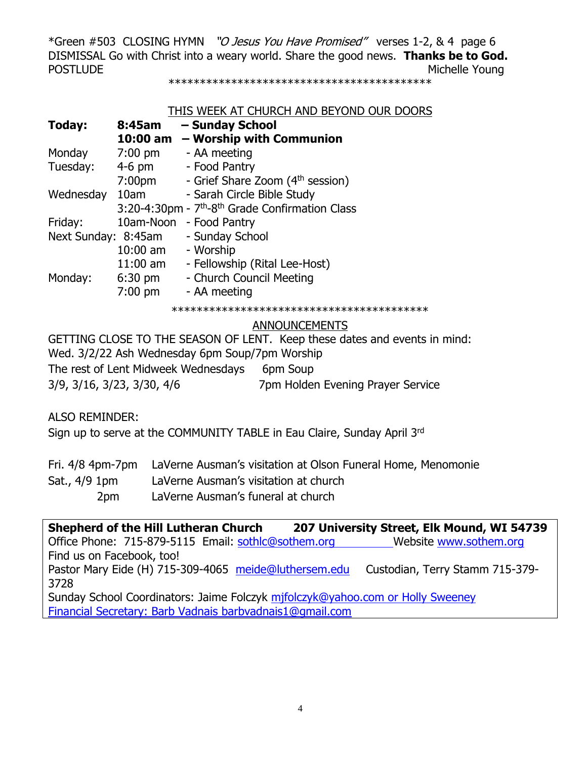\*Green #503 CLOSING HYMN *"O Jesus You Have Promised"* verses 1-2, & 4 page 6

DISMISSAL Go with Christ into a weary world. Share the good news. **Thanks be to God.**

POSTLUDE Michelle Young

\*\*\*\*\*\*\*\*\*\*\*\*\*\*\*\*\*\*\*\*\*\*\*\*\*\*\*\*\*\*\*\*\*\*\*\*\*\*\*\*\*\*\*

## THIS WEEK AT CHURCH AND BEYOND OUR DOORS

| | | |
|---|---|---|
| **Today:** | **8:45am** | **– Sunday School** |
| | **10:00 am** | **– Worship with Communion** |
| Monday | 7:00 pm | - AA meeting |
| Tuesday: | 4-6 pm | - Food Pantry |
| | 7:00pm | - Grief Share Zoom (4th session) |
| Wednesday | 10am | - Sarah Circle Bible Study |
| | 3:20-4:30pm | - 7th-8th Grade Confirmation Class |
| Friday: | 10am-Noon | - Food Pantry |
| Next Sunday: | 8:45am | - Sunday School |
| | 10:00 am | - Worship |
| | 11:00 am | - Fellowship (Rital Lee-Host) |
| Monday: | 6:30 pm | - Church Council Meeting |
| | 7:00 pm | - AA meeting |

\*\*\*\*\*\*\*\*\*\*\*\*\*\*\*\*\*\*\*\*\*\*\*\*\*\*\*\*\*\*\*\*\*\*\*\*\*\*\*\*\*\*

## ANNOUNCEMENTS

GETTING CLOSE TO THE SEASON OF LENT. Keep these dates and events in mind:

Wed. 3/2/22 Ash Wednesday 6pm Soup/7pm Worship

The rest of Lent Midweek Wednesdays 6pm Soup

3/9, 3/16, 3/23, 3/30, 4/6 7pm Holden Evening Prayer Service

ALSO REMINDER:

Sign up to serve at the COMMUNITY TABLE in Eau Claire, Sunday April 3rd

| | |
|---|---|
| Fri. 4/8 4pm-7pm | LaVerne Ausman's visitation at Olson Funeral Home, Menomonie |
| Sat., 4/9 1pm | LaVerne Ausman's visitation at church |
| 2pm | LaVerne Ausman's funeral at church |

**Shepherd of the Hill Lutheran Church 207 University Street, Elk Mound, WI 54739**

Office Phone: 715-879-5115 Email: sothlc@sothem.org Website www.sothem.org

Find us on Facebook, too!

Pastor Mary Eide (H) 715-309-4065 meide@luthersem.edu Custodian, Terry Stamm 715-379-3728

Sunday School Coordinators: Jaime Folczyk mjfolczyk@yahoo.com or Holly Sweeney

Financial Secretary: Barb Vadnais barbvadnais1@gmail.com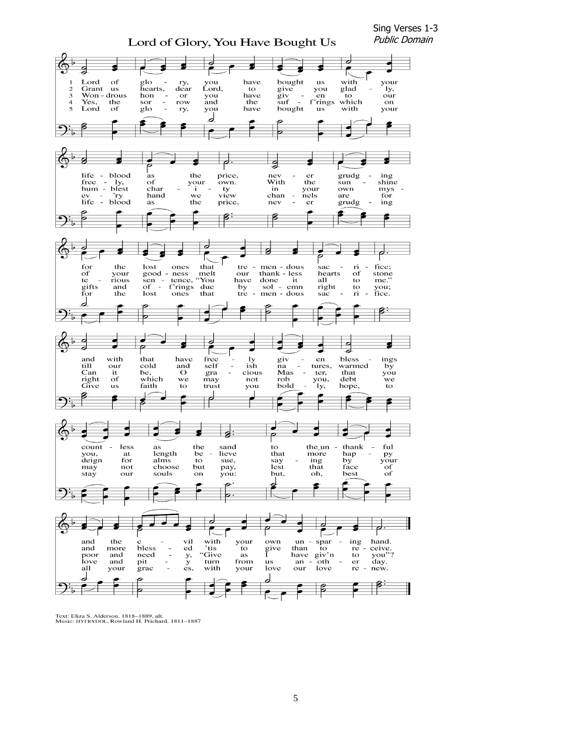Sing Verses 1-3
*Public Domain*

# Lord of Glory, You Have Bought Us

1. Lord of glory, you have bought us with your life-blood as the price, never grudging for the lost ones that tremendous sacrifice; and with that have freely given blessings countless as the sand to the unthankful and the evil with your own unsparing hand.

2. Grant us hearts, dear Lord, to give you gladly, freely, of your own. With the sunshine of your goodness melt our thankless hearts of stone till our cold and selfish natures, warmed by you, at length believe that more happy and more blessed 'tis to give than to receive.

3. Wondrous honor you have given to our humblest charity in your own mysterious sentence, "You have done it all to me." Can it be, O gracious Master, that you deign for alms to sue, saying by your poor and needy, "Give as I have giv'n to you"?

4. Yes, the sorrow and the suff'rings which on ev'ry hand we view channels are for gifts and off'rings due by solemn right to you; right of which we may not rob you, debt we may not choose but pay, lest that face of love and pity turn from us another day.

5. Lord of glory, you have bought us with your life-blood as the price, never grudging for the lost ones that tremendous sacrifice. Give us faith to trust you boldly, hope, to stay our souls on you: but, oh, best of all your graces, with your love our love renew.

Text: Eliza S. Alderson, 1818–1889, alt.
Music: HYFRYDOL, Rowland H. Prichard, 1811–1887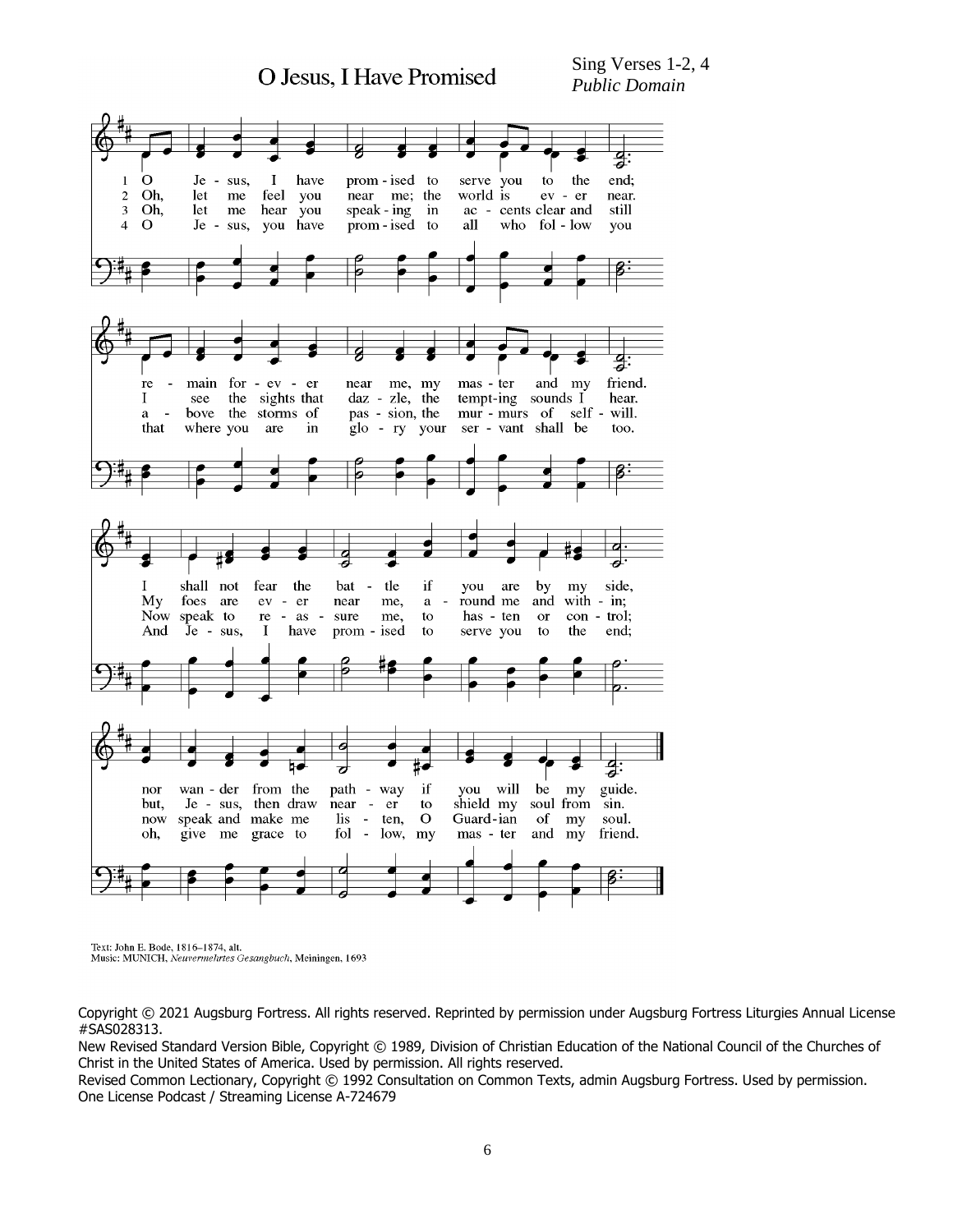# O Jesus, I Have Promised

Sing Verses 1-2, 4
*Public Domain*

1 O Jesus, I have promised to serve you to the end; remain forever near me, my master and my friend. I shall not fear the battle if you are by my side, nor wander from the pathway if you will be my guide.

2 Oh, let me feel you near me; the world is ever near. I see the sights that dazzle, the tempting sounds I hear. My foes are ever near me, around me and within; but, Jesus, then draw nearer to shield my soul from sin.

3 Oh, let me hear you speaking in accents clear and still above the storms of passion, the murmurs of self-will. Now speak to reassure me, to hasten or control; now speak and make me listen, O Guardian of my soul.

4 O Jesus, you have promised to all who follow you that where you are in glory your servant shall be too. And Jesus, I have promised to serve you to the end; oh, give me grace to follow, my master and my friend.

Text: John E. Bode, 1816–1874, alt.
Music: MUNICH, *Neuvermehrtes Gesangbuch*, Meiningen, 1693

Copyright © 2021 Augsburg Fortress. All rights reserved. Reprinted by permission under Augsburg Fortress Liturgies Annual License #SAS028313.
New Revised Standard Version Bible, Copyright © 1989, Division of Christian Education of the National Council of the Churches of Christ in the United States of America. Used by permission. All rights reserved.
Revised Common Lectionary, Copyright © 1992 Consultation on Common Texts, admin Augsburg Fortress. Used by permission.
One License Podcast / Streaming License A-724679